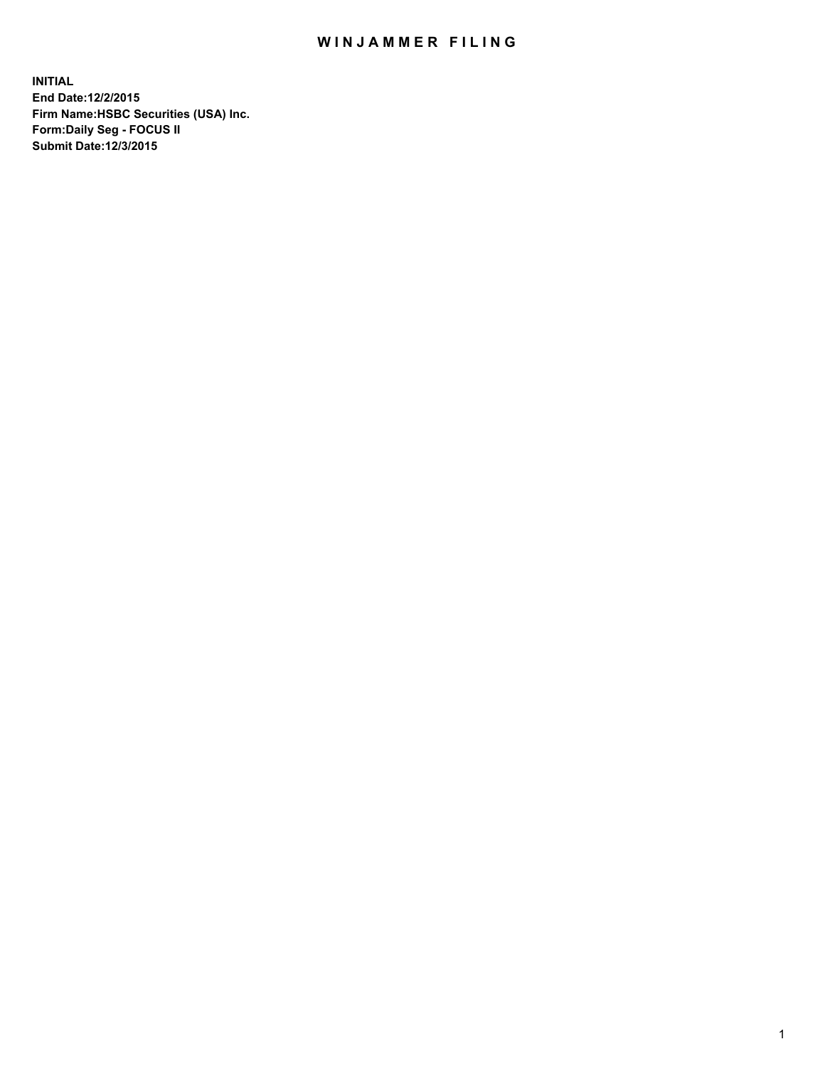# WINJAMMER FILING

**INITIAL**
**End Date:12/2/2015**
**Firm Name:HSBC Securities (USA) Inc.**
**Form:Daily Seg - FOCUS II**
**Submit Date:12/3/2015**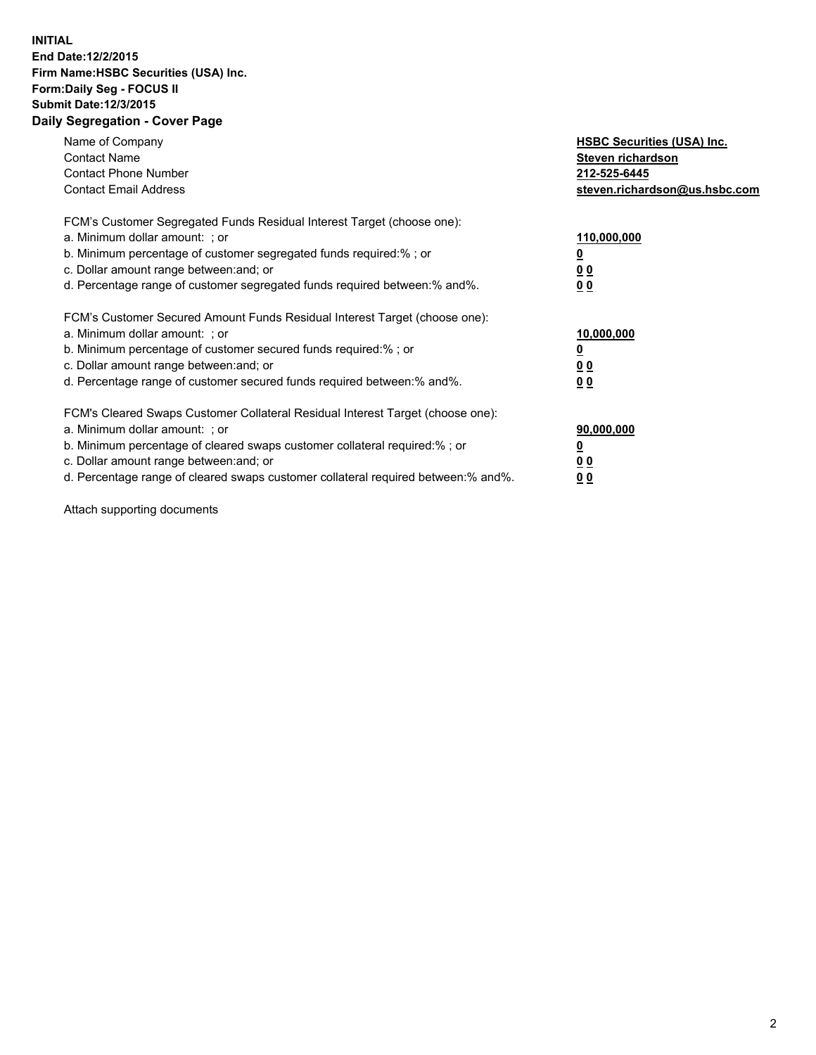**INITIAL**
**End Date:12/2/2015**
**Firm Name:HSBC Securities (USA) Inc.**
**Form:Daily Seg - FOCUS II**
**Submit Date:12/3/2015**

## Daily Segregation - Cover Page

| | |
|---|---|
| Name of Company | **HSBC Securities (USA) Inc.** |
| Contact Name | **Steven richardson** |
| Contact Phone Number | **212-525-6445** |
| Contact Email Address | **steven.richardson@us.hsbc.com** |

FCM's Customer Segregated Funds Residual Interest Target (choose one):

| | |
|---|---|
| a. Minimum dollar amount: ; or | **110,000,000** |
| b. Minimum percentage of customer segregated funds required:% ; or | **0** |
| c. Dollar amount range between:and; or | **0 0** |
| d. Percentage range of customer segregated funds required between:% and%. | **0 0** |

FCM's Customer Secured Amount Funds Residual Interest Target (choose one):

| | |
|---|---|
| a. Minimum dollar amount: ; or | **10,000,000** |
| b. Minimum percentage of customer secured funds required:% ; or | **0** |
| c. Dollar amount range between:and; or | **0 0** |
| d. Percentage range of customer secured funds required between:% and%. | **0 0** |

FCM's Cleared Swaps Customer Collateral Residual Interest Target (choose one):

| | |
|---|---|
| a. Minimum dollar amount: ; or | **90,000,000** |
| b. Minimum percentage of cleared swaps customer collateral required:% ; or | **0** |
| c. Dollar amount range between:and; or | **0 0** |
| d. Percentage range of cleared swaps customer collateral required between:% and%. | **0 0** |

Attach supporting documents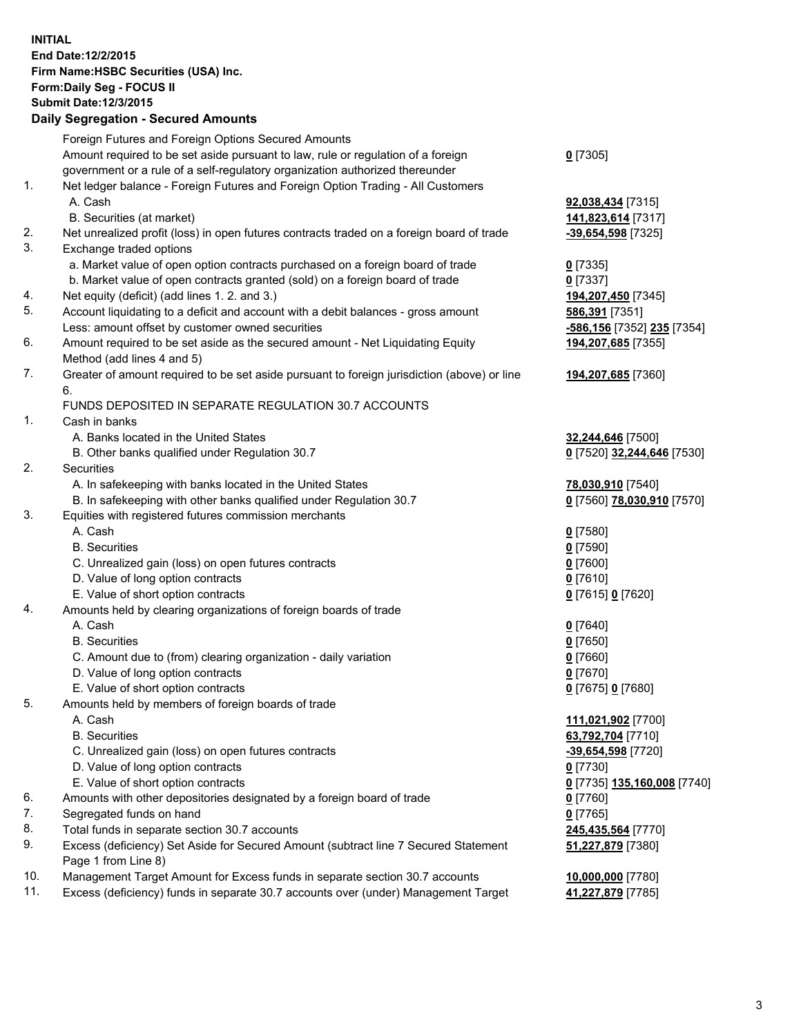**INITIAL**
**End Date:12/2/2015**
**Firm Name:HSBC Securities (USA) Inc.**
**Form:Daily Seg - FOCUS II**
**Submit Date:12/3/2015**

## Daily Segregation - Secured Amounts

| | | |
|---|---|---|
| | Foreign Futures and Foreign Options Secured Amounts | |
| | Amount required to be set aside pursuant to law, rule or regulation of a foreign government or a rule of a self-regulatory organization authorized thereunder | **0** [7305] |
| 1. | Net ledger balance - Foreign Futures and Foreign Option Trading - All Customers | |
| | A. Cash | **92,038,434** [7315] |
| | B. Securities (at market) | **141,823,614** [7317] |
| 2. | Net unrealized profit (loss) in open futures contracts traded on a foreign board of trade | **-39,654,598** [7325] |
| 3. | Exchange traded options | |
| | a. Market value of open option contracts purchased on a foreign board of trade | **0** [7335] |
| | b. Market value of open contracts granted (sold) on a foreign board of trade | **0** [7337] |
| 4. | Net equity (deficit) (add lines 1. 2. and 3.) | **194,207,450** [7345] |
| 5. | Account liquidating to a deficit and account with a debit balances - gross amount | **586,391** [7351] |
| | Less: amount offset by customer owned securities | **-586,156** [7352] **235** [7354] |
| 6. | Amount required to be set aside as the secured amount - Net Liquidating Equity Method (add lines 4 and 5) | **194,207,685** [7355] |
| 7. | Greater of amount required to be set aside pursuant to foreign jurisdiction (above) or line 6. | **194,207,685** [7360] |
| | FUNDS DEPOSITED IN SEPARATE REGULATION 30.7 ACCOUNTS | |
| 1. | Cash in banks | |
| | A. Banks located in the United States | **32,244,646** [7500] |
| | B. Other banks qualified under Regulation 30.7 | **0** [7520] **32,244,646** [7530] |
| 2. | Securities | |
| | A. In safekeeping with banks located in the United States | **78,030,910** [7540] |
| | B. In safekeeping with other banks qualified under Regulation 30.7 | **0** [7560] **78,030,910** [7570] |
| 3. | Equities with registered futures commission merchants | |
| | A. Cash | **0** [7580] |
| | B. Securities | **0** [7590] |
| | C. Unrealized gain (loss) on open futures contracts | **0** [7600] |
| | D. Value of long option contracts | **0** [7610] |
| | E. Value of short option contracts | **0** [7615] **0** [7620] |
| 4. | Amounts held by clearing organizations of foreign boards of trade | |
| | A. Cash | **0** [7640] |
| | B. Securities | **0** [7650] |
| | C. Amount due to (from) clearing organization - daily variation | **0** [7660] |
| | D. Value of long option contracts | **0** [7670] |
| | E. Value of short option contracts | **0** [7675] **0** [7680] |
| 5. | Amounts held by members of foreign boards of trade | |
| | A. Cash | **111,021,902** [7700] |
| | B. Securities | **63,792,704** [7710] |
| | C. Unrealized gain (loss) on open futures contracts | **-39,654,598** [7720] |
| | D. Value of long option contracts | **0** [7730] |
| | E. Value of short option contracts | **0** [7735] **135,160,008** [7740] |
| 6. | Amounts with other depositories designated by a foreign board of trade | **0** [7760] |
| 7. | Segregated funds on hand | **0** [7765] |
| 8. | Total funds in separate section 30.7 accounts | **245,435,564** [7770] |
| 9. | Excess (deficiency) Set Aside for Secured Amount (subtract line 7 Secured Statement Page 1 from Line 8) | **51,227,879** [7380] |
| 10. | Management Target Amount for Excess funds in separate section 30.7 accounts | **10,000,000** [7780] |
| 11. | Excess (deficiency) funds in separate 30.7 accounts over (under) Management Target | **41,227,879** [7785] |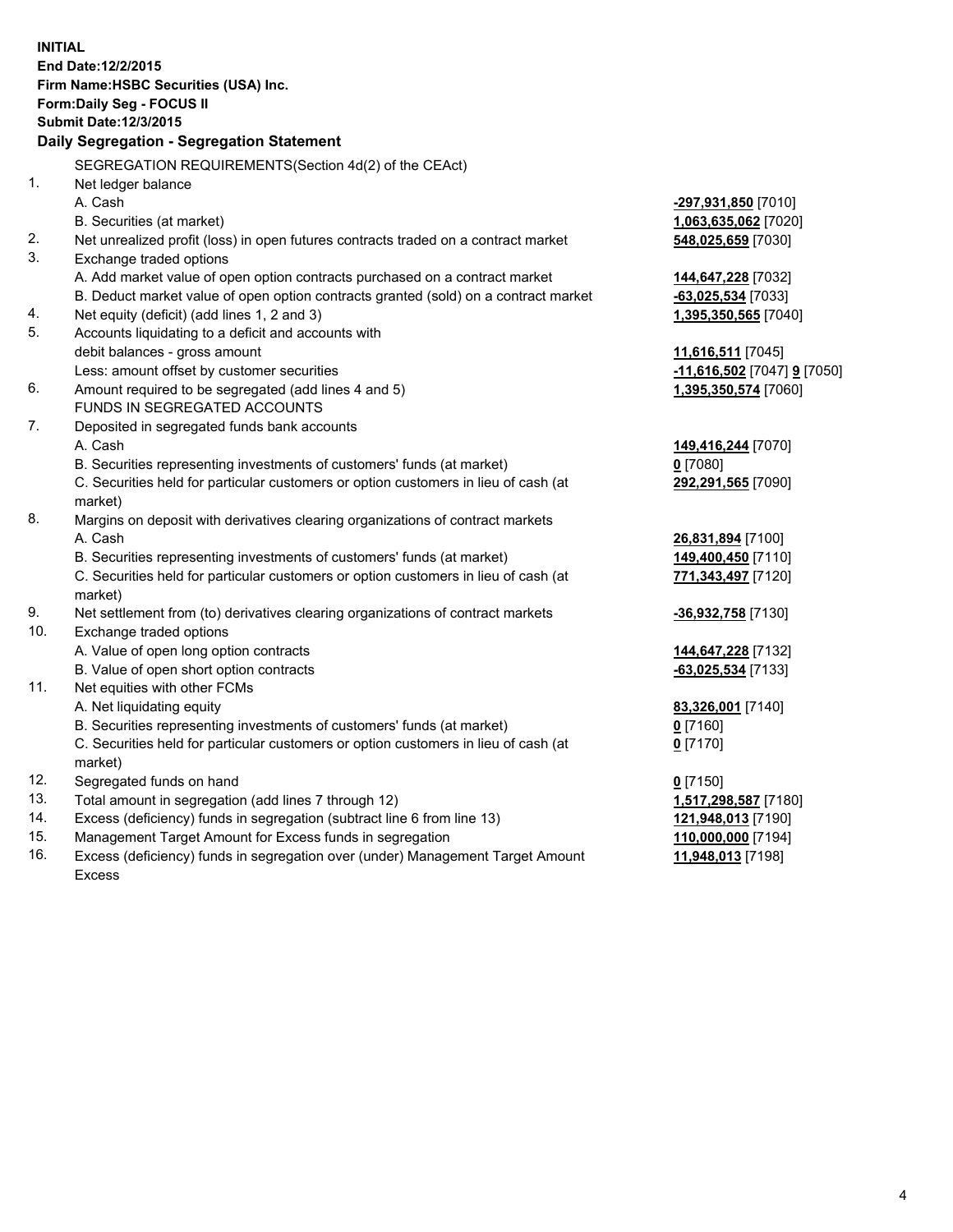**INITIAL**
**End Date:12/2/2015**
**Firm Name:HSBC Securities (USA) Inc.**
**Form:Daily Seg - FOCUS II**
**Submit Date:12/3/2015**

### Daily Segregation - Segregation Statement

| | | |
|---|---|---|
| | SEGREGATION REQUIREMENTS(Section 4d(2) of the CEAct) | |
| 1. | Net ledger balance | |
| | A. Cash | **-297,931,850** [7010] |
| | B. Securities (at market) | **1,063,635,062** [7020] |
| 2. | Net unrealized profit (loss) in open futures contracts traded on a contract market | **548,025,659** [7030] |
| 3. | Exchange traded options | |
| | A. Add market value of open option contracts purchased on a contract market | **144,647,228** [7032] |
| | B. Deduct market value of open option contracts granted (sold) on a contract market | **-63,025,534** [7033] |
| 4. | Net equity (deficit) (add lines 1, 2 and 3) | **1,395,350,565** [7040] |
| 5. | Accounts liquidating to a deficit and accounts with | |
| | debit balances - gross amount | **11,616,511** [7045] |
| | Less: amount offset by customer securities | **-11,616,502** [7047] **9** [7050] |
| 6. | Amount required to be segregated (add lines 4 and 5) | **1,395,350,574** [7060] |
| | FUNDS IN SEGREGATED ACCOUNTS | |
| 7. | Deposited in segregated funds bank accounts | |
| | A. Cash | **149,416,244** [7070] |
| | B. Securities representing investments of customers' funds (at market) | **0** [7080] |
| | C. Securities held for particular customers or option customers in lieu of cash (at market) | **292,291,565** [7090] |
| 8. | Margins on deposit with derivatives clearing organizations of contract markets | |
| | A. Cash | **26,831,894** [7100] |
| | B. Securities representing investments of customers' funds (at market) | **149,400,450** [7110] |
| | C. Securities held for particular customers or option customers in lieu of cash (at market) | **771,343,497** [7120] |
| 9. | Net settlement from (to) derivatives clearing organizations of contract markets | **-36,932,758** [7130] |
| 10. | Exchange traded options | |
| | A. Value of open long option contracts | **144,647,228** [7132] |
| | B. Value of open short option contracts | **-63,025,534** [7133] |
| 11. | Net equities with other FCMs | |
| | A. Net liquidating equity | **83,326,001** [7140] |
| | B. Securities representing investments of customers' funds (at market) | **0** [7160] |
| | C. Securities held for particular customers or option customers in lieu of cash (at market) | **0** [7170] |
| 12. | Segregated funds on hand | **0** [7150] |
| 13. | Total amount in segregation (add lines 7 through 12) | **1,517,298,587** [7180] |
| 14. | Excess (deficiency) funds in segregation (subtract line 6 from line 13) | **121,948,013** [7190] |
| 15. | Management Target Amount for Excess funds in segregation | **110,000,000** [7194] |
| 16. | Excess (deficiency) funds in segregation over (under) Management Target Amount Excess | **11,948,013** [7198] |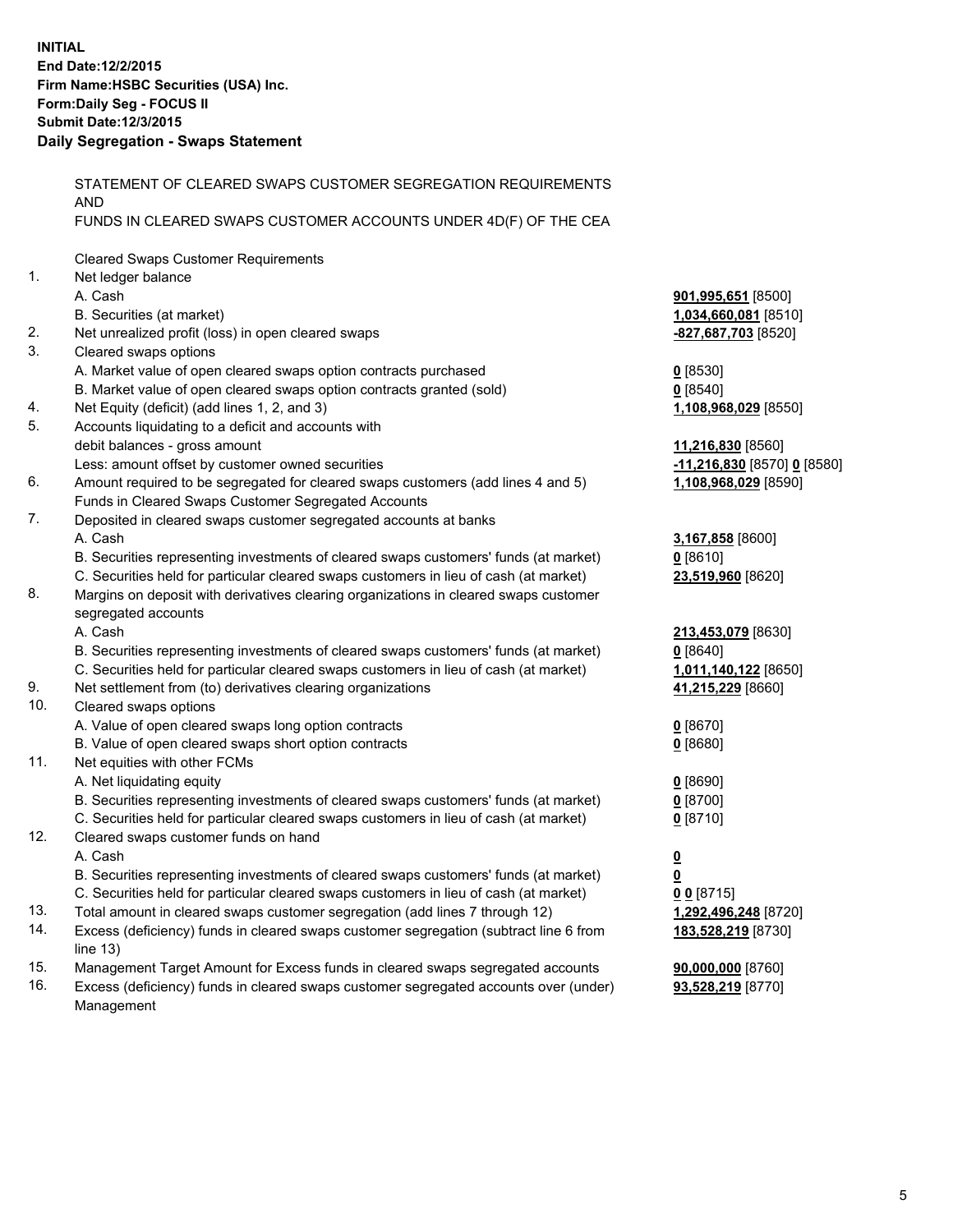**INITIAL**
**End Date:12/2/2015**
**Firm Name:HSBC Securities (USA) Inc.**
**Form:Daily Seg - FOCUS II**
**Submit Date:12/3/2015**
**Daily Segregation - Swaps Statement**

STATEMENT OF CLEARED SWAPS CUSTOMER SEGREGATION REQUIREMENTS AND FUNDS IN CLEARED SWAPS CUSTOMER ACCOUNTS UNDER 4D(F) OF THE CEA

| | | |
|---|---|---|
| | Cleared Swaps Customer Requirements | |
| 1. | Net ledger balance | |
| | A. Cash | **901,995,651** [8500] |
| | B. Securities (at market) | **1,034,660,081** [8510] |
| 2. | Net unrealized profit (loss) in open cleared swaps | **-827,687,703** [8520] |
| 3. | Cleared swaps options | |
| | A. Market value of open cleared swaps option contracts purchased | **0** [8530] |
| | B. Market value of open cleared swaps option contracts granted (sold) | **0** [8540] |
| 4. | Net Equity (deficit) (add lines 1, 2, and 3) | **1,108,968,029** [8550] |
| 5. | Accounts liquidating to a deficit and accounts with debit balances - gross amount | **11,216,830** [8560] |
| | Less: amount offset by customer owned securities | **-11,216,830** [8570] **0** [8580] |
| 6. | Amount required to be segregated for cleared swaps customers (add lines 4 and 5) | **1,108,968,029** [8590] |
| | Funds in Cleared Swaps Customer Segregated Accounts | |
| 7. | Deposited in cleared swaps customer segregated accounts at banks | |
| | A. Cash | **3,167,858** [8600] |
| | B. Securities representing investments of cleared swaps customers' funds (at market) | **0** [8610] |
| | C. Securities held for particular cleared swaps customers in lieu of cash (at market) | **23,519,960** [8620] |
| 8. | Margins on deposit with derivatives clearing organizations in cleared swaps customer segregated accounts | |
| | A. Cash | **213,453,079** [8630] |
| | B. Securities representing investments of cleared swaps customers' funds (at market) | **0** [8640] |
| | C. Securities held for particular cleared swaps customers in lieu of cash (at market) | **1,011,140,122** [8650] |
| 9. | Net settlement from (to) derivatives clearing organizations | **41,215,229** [8660] |
| 10. | Cleared swaps options | |
| | A. Value of open cleared swaps long option contracts | **0** [8670] |
| | B. Value of open cleared swaps short option contracts | **0** [8680] |
| 11. | Net equities with other FCMs | |
| | A. Net liquidating equity | **0** [8690] |
| | B. Securities representing investments of cleared swaps customers' funds (at market) | **0** [8700] |
| | C. Securities held for particular cleared swaps customers in lieu of cash (at market) | **0** [8710] |
| 12. | Cleared swaps customer funds on hand | |
| | A. Cash | **0** |
| | B. Securities representing investments of cleared swaps customers' funds (at market) | **0** |
| | C. Securities held for particular cleared swaps customers in lieu of cash (at market) | **0** **0** [8715] |
| 13. | Total amount in cleared swaps customer segregation (add lines 7 through 12) | **1,292,496,248** [8720] |
| 14. | Excess (deficiency) funds in cleared swaps customer segregation (subtract line 6 from line 13) | **183,528,219** [8730] |
| 15. | Management Target Amount for Excess funds in cleared swaps segregated accounts | **90,000,000** [8760] |
| 16. | Excess (deficiency) funds in cleared swaps customer segregated accounts over (under) Management | **93,528,219** [8770] |